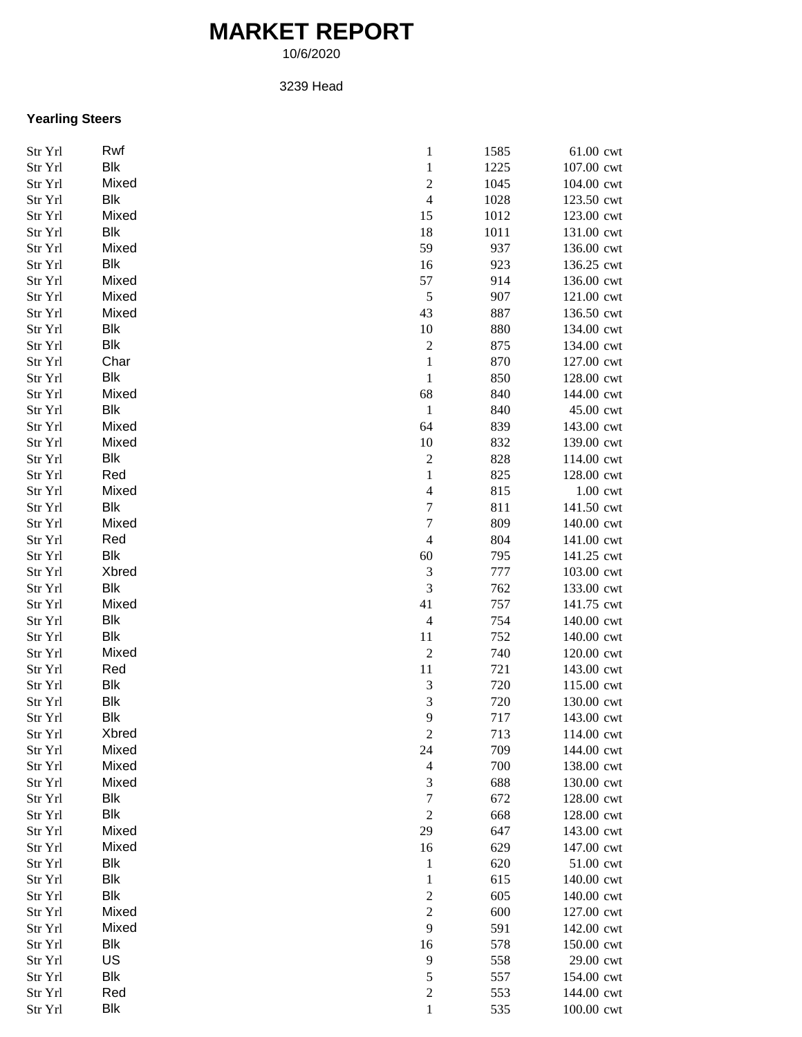# MARKET REPORT

10/6/2020

3239 Head

### Yearling Steers

| | | | | |
|---|---|---|---|---|
| Str Yrl | Rwf | 1 | 1585 | 61.00 cwt |
| Str Yrl | Blk | 1 | 1225 | 107.00 cwt |
| Str Yrl | Mixed | 2 | 1045 | 104.00 cwt |
| Str Yrl | Blk | 4 | 1028 | 123.50 cwt |
| Str Yrl | Mixed | 15 | 1012 | 123.00 cwt |
| Str Yrl | Blk | 18 | 1011 | 131.00 cwt |
| Str Yrl | Mixed | 59 | 937 | 136.00 cwt |
| Str Yrl | Blk | 16 | 923 | 136.25 cwt |
| Str Yrl | Mixed | 57 | 914 | 136.00 cwt |
| Str Yrl | Mixed | 5 | 907 | 121.00 cwt |
| Str Yrl | Mixed | 43 | 887 | 136.50 cwt |
| Str Yrl | Blk | 10 | 880 | 134.00 cwt |
| Str Yrl | Blk | 2 | 875 | 134.00 cwt |
| Str Yrl | Char | 1 | 870 | 127.00 cwt |
| Str Yrl | Blk | 1 | 850 | 128.00 cwt |
| Str Yrl | Mixed | 68 | 840 | 144.00 cwt |
| Str Yrl | Blk | 1 | 840 | 45.00 cwt |
| Str Yrl | Mixed | 64 | 839 | 143.00 cwt |
| Str Yrl | Mixed | 10 | 832 | 139.00 cwt |
| Str Yrl | Blk | 2 | 828 | 114.00 cwt |
| Str Yrl | Red | 1 | 825 | 128.00 cwt |
| Str Yrl | Mixed | 4 | 815 | 1.00 cwt |
| Str Yrl | Blk | 7 | 811 | 141.50 cwt |
| Str Yrl | Mixed | 7 | 809 | 140.00 cwt |
| Str Yrl | Red | 4 | 804 | 141.00 cwt |
| Str Yrl | Blk | 60 | 795 | 141.25 cwt |
| Str Yrl | Xbred | 3 | 777 | 103.00 cwt |
| Str Yrl | Blk | 3 | 762 | 133.00 cwt |
| Str Yrl | Mixed | 41 | 757 | 141.75 cwt |
| Str Yrl | Blk | 4 | 754 | 140.00 cwt |
| Str Yrl | Blk | 11 | 752 | 140.00 cwt |
| Str Yrl | Mixed | 2 | 740 | 120.00 cwt |
| Str Yrl | Red | 11 | 721 | 143.00 cwt |
| Str Yrl | Blk | 3 | 720 | 115.00 cwt |
| Str Yrl | Blk | 3 | 720 | 130.00 cwt |
| Str Yrl | Blk | 9 | 717 | 143.00 cwt |
| Str Yrl | Xbred | 2 | 713 | 114.00 cwt |
| Str Yrl | Mixed | 24 | 709 | 144.00 cwt |
| Str Yrl | Mixed | 4 | 700 | 138.00 cwt |
| Str Yrl | Mixed | 3 | 688 | 130.00 cwt |
| Str Yrl | Blk | 7 | 672 | 128.00 cwt |
| Str Yrl | Blk | 2 | 668 | 128.00 cwt |
| Str Yrl | Mixed | 29 | 647 | 143.00 cwt |
| Str Yrl | Mixed | 16 | 629 | 147.00 cwt |
| Str Yrl | Blk | 1 | 620 | 51.00 cwt |
| Str Yrl | Blk | 1 | 615 | 140.00 cwt |
| Str Yrl | Blk | 2 | 605 | 140.00 cwt |
| Str Yrl | Mixed | 2 | 600 | 127.00 cwt |
| Str Yrl | Mixed | 9 | 591 | 142.00 cwt |
| Str Yrl | Blk | 16 | 578 | 150.00 cwt |
| Str Yrl | US | 9 | 558 | 29.00 cwt |
| Str Yrl | Blk | 5 | 557 | 154.00 cwt |
| Str Yrl | Red | 2 | 553 | 144.00 cwt |
| Str Yrl | Blk | 1 | 535 | 100.00 cwt |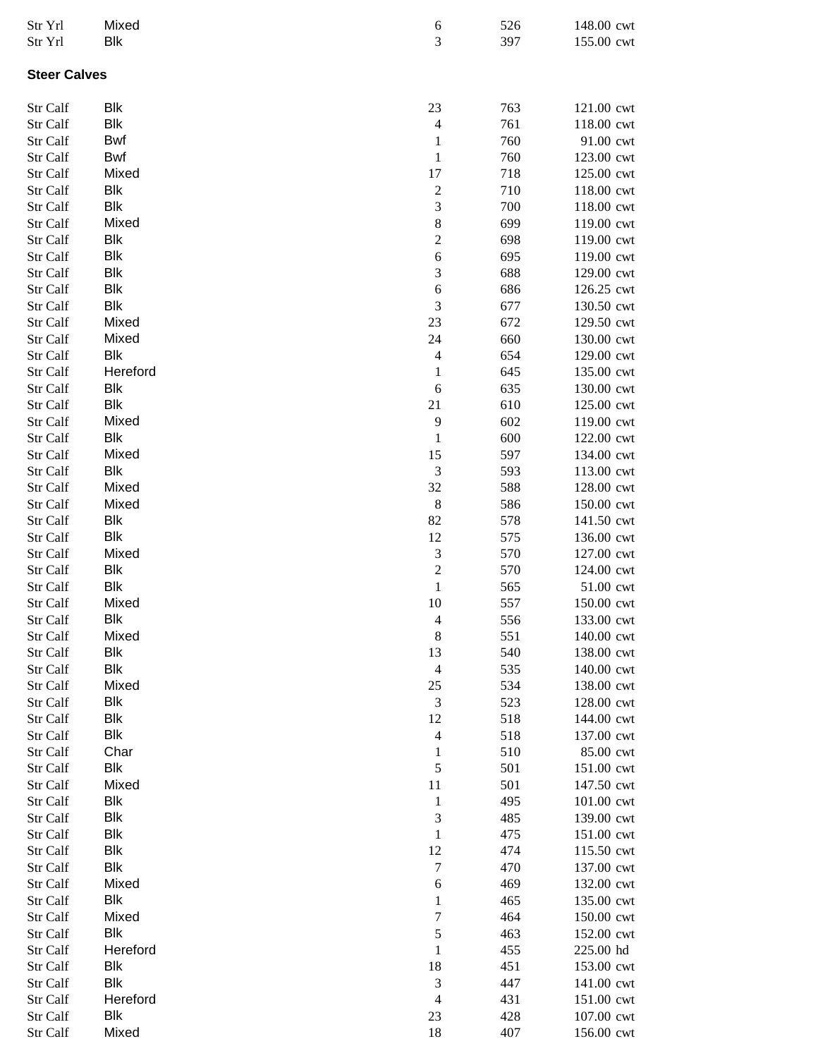| | | | | | |
|---|---|---|---|---|---|
| Str Yrl | Mixed | 6 | 526 | 148.00 | cwt |
| Str Yrl | Blk | 3 | 397 | 155.00 | cwt |

**Steer Calves**

| | | | | | |
|---|---|---|---|---|---|
| Str Calf | Blk | 23 | 763 | 121.00 | cwt |
| Str Calf | Blk | 4 | 761 | 118.00 | cwt |
| Str Calf | Bwf | 1 | 760 | 91.00 | cwt |
| Str Calf | Bwf | 1 | 760 | 123.00 | cwt |
| Str Calf | Mixed | 17 | 718 | 125.00 | cwt |
| Str Calf | Blk | 2 | 710 | 118.00 | cwt |
| Str Calf | Blk | 3 | 700 | 118.00 | cwt |
| Str Calf | Mixed | 8 | 699 | 119.00 | cwt |
| Str Calf | Blk | 2 | 698 | 119.00 | cwt |
| Str Calf | Blk | 6 | 695 | 119.00 | cwt |
| Str Calf | Blk | 3 | 688 | 129.00 | cwt |
| Str Calf | Blk | 6 | 686 | 126.25 | cwt |
| Str Calf | Blk | 3 | 677 | 130.50 | cwt |
| Str Calf | Mixed | 23 | 672 | 129.50 | cwt |
| Str Calf | Mixed | 24 | 660 | 130.00 | cwt |
| Str Calf | Blk | 4 | 654 | 129.00 | cwt |
| Str Calf | Hereford | 1 | 645 | 135.00 | cwt |
| Str Calf | Blk | 6 | 635 | 130.00 | cwt |
| Str Calf | Blk | 21 | 610 | 125.00 | cwt |
| Str Calf | Mixed | 9 | 602 | 119.00 | cwt |
| Str Calf | Blk | 1 | 600 | 122.00 | cwt |
| Str Calf | Mixed | 15 | 597 | 134.00 | cwt |
| Str Calf | Blk | 3 | 593 | 113.00 | cwt |
| Str Calf | Mixed | 32 | 588 | 128.00 | cwt |
| Str Calf | Mixed | 8 | 586 | 150.00 | cwt |
| Str Calf | Blk | 82 | 578 | 141.50 | cwt |
| Str Calf | Blk | 12 | 575 | 136.00 | cwt |
| Str Calf | Mixed | 3 | 570 | 127.00 | cwt |
| Str Calf | Blk | 2 | 570 | 124.00 | cwt |
| Str Calf | Blk | 1 | 565 | 51.00 | cwt |
| Str Calf | Mixed | 10 | 557 | 150.00 | cwt |
| Str Calf | Blk | 4 | 556 | 133.00 | cwt |
| Str Calf | Mixed | 8 | 551 | 140.00 | cwt |
| Str Calf | Blk | 13 | 540 | 138.00 | cwt |
| Str Calf | Blk | 4 | 535 | 140.00 | cwt |
| Str Calf | Mixed | 25 | 534 | 138.00 | cwt |
| Str Calf | Blk | 3 | 523 | 128.00 | cwt |
| Str Calf | Blk | 12 | 518 | 144.00 | cwt |
| Str Calf | Blk | 4 | 518 | 137.00 | cwt |
| Str Calf | Char | 1 | 510 | 85.00 | cwt |
| Str Calf | Blk | 5 | 501 | 151.00 | cwt |
| Str Calf | Mixed | 11 | 501 | 147.50 | cwt |
| Str Calf | Blk | 1 | 495 | 101.00 | cwt |
| Str Calf | Blk | 3 | 485 | 139.00 | cwt |
| Str Calf | Blk | 1 | 475 | 151.00 | cwt |
| Str Calf | Blk | 12 | 474 | 115.50 | cwt |
| Str Calf | Blk | 7 | 470 | 137.00 | cwt |
| Str Calf | Mixed | 6 | 469 | 132.00 | cwt |
| Str Calf | Blk | 1 | 465 | 135.00 | cwt |
| Str Calf | Mixed | 7 | 464 | 150.00 | cwt |
| Str Calf | Blk | 5 | 463 | 152.00 | cwt |
| Str Calf | Hereford | 1 | 455 | 225.00 | hd |
| Str Calf | Blk | 18 | 451 | 153.00 | cwt |
| Str Calf | Blk | 3 | 447 | 141.00 | cwt |
| Str Calf | Hereford | 4 | 431 | 151.00 | cwt |
| Str Calf | Blk | 23 | 428 | 107.00 | cwt |
| Str Calf | Mixed | 18 | 407 | 156.00 | cwt |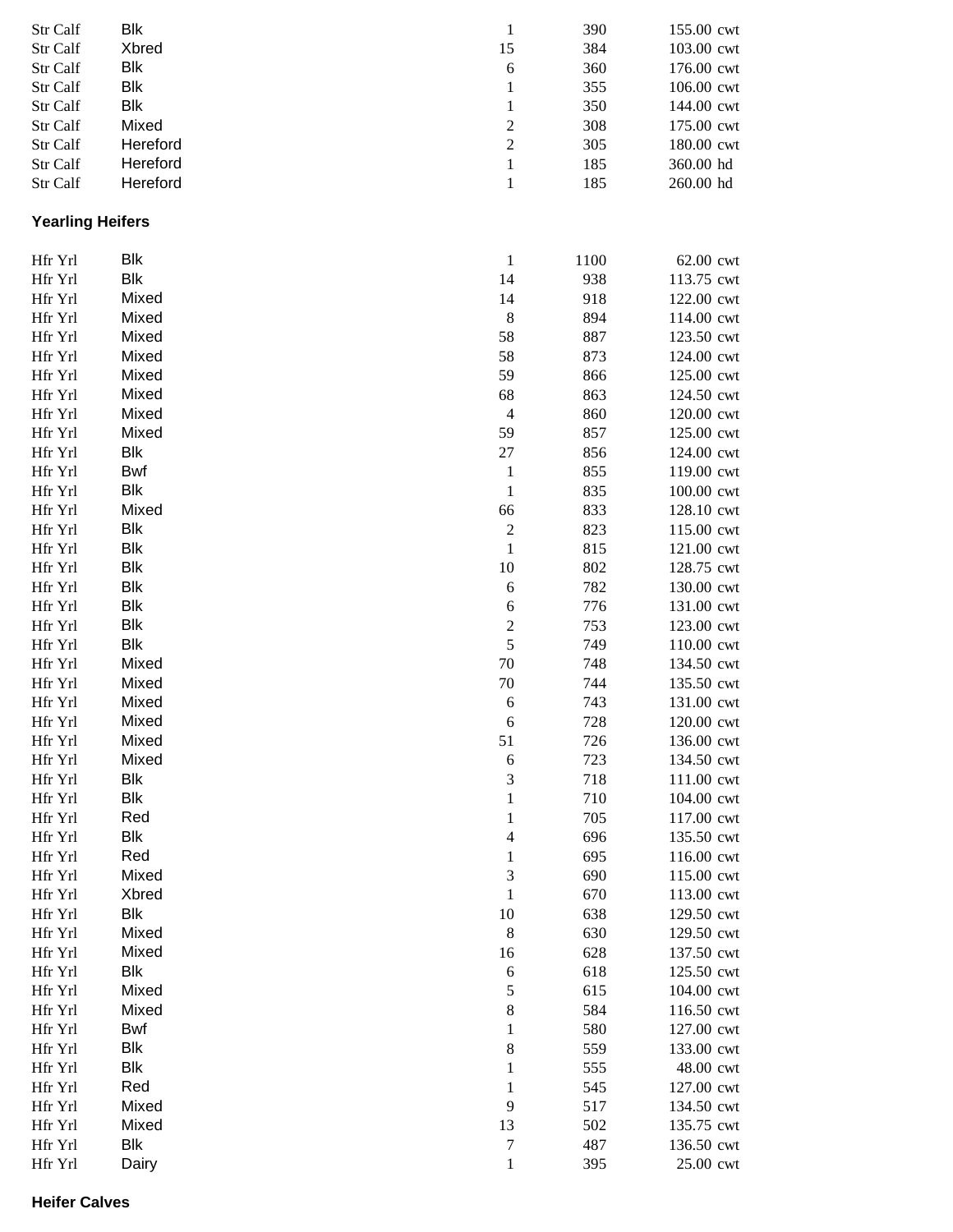| | | | | |
|---|---|---|---|---|
| Str Calf | Blk | 1 | 390 | 155.00 cwt |
| Str Calf | Xbred | 15 | 384 | 103.00 cwt |
| Str Calf | Blk | 6 | 360 | 176.00 cwt |
| Str Calf | Blk | 1 | 355 | 106.00 cwt |
| Str Calf | Blk | 1 | 350 | 144.00 cwt |
| Str Calf | Mixed | 2 | 308 | 175.00 cwt |
| Str Calf | Hereford | 2 | 305 | 180.00 cwt |
| Str Calf | Hereford | 1 | 185 | 360.00 hd |
| Str Calf | Hereford | 1 | 185 | 260.00 hd |

**Yearling Heifers**

| | | | | |
|---|---|---|---|---|
| Hfr Yrl | Blk | 1 | 1100 | 62.00 cwt |
| Hfr Yrl | Blk | 14 | 938 | 113.75 cwt |
| Hfr Yrl | Mixed | 14 | 918 | 122.00 cwt |
| Hfr Yrl | Mixed | 8 | 894 | 114.00 cwt |
| Hfr Yrl | Mixed | 58 | 887 | 123.50 cwt |
| Hfr Yrl | Mixed | 58 | 873 | 124.00 cwt |
| Hfr Yrl | Mixed | 59 | 866 | 125.00 cwt |
| Hfr Yrl | Mixed | 68 | 863 | 124.50 cwt |
| Hfr Yrl | Mixed | 4 | 860 | 120.00 cwt |
| Hfr Yrl | Mixed | 59 | 857 | 125.00 cwt |
| Hfr Yrl | Blk | 27 | 856 | 124.00 cwt |
| Hfr Yrl | Bwf | 1 | 855 | 119.00 cwt |
| Hfr Yrl | Blk | 1 | 835 | 100.00 cwt |
| Hfr Yrl | Mixed | 66 | 833 | 128.10 cwt |
| Hfr Yrl | Blk | 2 | 823 | 115.00 cwt |
| Hfr Yrl | Blk | 1 | 815 | 121.00 cwt |
| Hfr Yrl | Blk | 10 | 802 | 128.75 cwt |
| Hfr Yrl | Blk | 6 | 782 | 130.00 cwt |
| Hfr Yrl | Blk | 6 | 776 | 131.00 cwt |
| Hfr Yrl | Blk | 2 | 753 | 123.00 cwt |
| Hfr Yrl | Blk | 5 | 749 | 110.00 cwt |
| Hfr Yrl | Mixed | 70 | 748 | 134.50 cwt |
| Hfr Yrl | Mixed | 70 | 744 | 135.50 cwt |
| Hfr Yrl | Mixed | 6 | 743 | 131.00 cwt |
| Hfr Yrl | Mixed | 6 | 728 | 120.00 cwt |
| Hfr Yrl | Mixed | 51 | 726 | 136.00 cwt |
| Hfr Yrl | Mixed | 6 | 723 | 134.50 cwt |
| Hfr Yrl | Blk | 3 | 718 | 111.00 cwt |
| Hfr Yrl | Blk | 1 | 710 | 104.00 cwt |
| Hfr Yrl | Red | 1 | 705 | 117.00 cwt |
| Hfr Yrl | Blk | 4 | 696 | 135.50 cwt |
| Hfr Yrl | Red | 1 | 695 | 116.00 cwt |
| Hfr Yrl | Mixed | 3 | 690 | 115.00 cwt |
| Hfr Yrl | Xbred | 1 | 670 | 113.00 cwt |
| Hfr Yrl | Blk | 10 | 638 | 129.50 cwt |
| Hfr Yrl | Mixed | 8 | 630 | 129.50 cwt |
| Hfr Yrl | Mixed | 16 | 628 | 137.50 cwt |
| Hfr Yrl | Blk | 6 | 618 | 125.50 cwt |
| Hfr Yrl | Mixed | 5 | 615 | 104.00 cwt |
| Hfr Yrl | Mixed | 8 | 584 | 116.50 cwt |
| Hfr Yrl | Bwf | 1 | 580 | 127.00 cwt |
| Hfr Yrl | Blk | 8 | 559 | 133.00 cwt |
| Hfr Yrl | Blk | 1 | 555 | 48.00 cwt |
| Hfr Yrl | Red | 1 | 545 | 127.00 cwt |
| Hfr Yrl | Mixed | 9 | 517 | 134.50 cwt |
| Hfr Yrl | Mixed | 13 | 502 | 135.75 cwt |
| Hfr Yrl | Blk | 7 | 487 | 136.50 cwt |
| Hfr Yrl | Dairy | 1 | 395 | 25.00 cwt |

**Heifer Calves**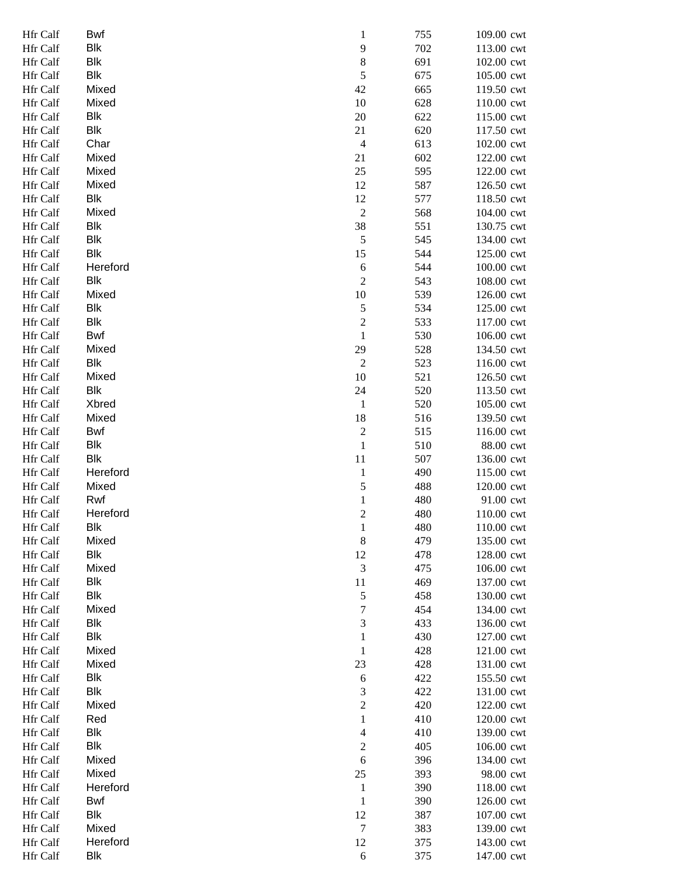| | | | | | |
|---|---|---|---|---|---|
| Hfr Calf | Bwf | 1 | 755 | 109.00 | cwt |
| Hfr Calf | Blk | 9 | 702 | 113.00 | cwt |
| Hfr Calf | Blk | 8 | 691 | 102.00 | cwt |
| Hfr Calf | Blk | 5 | 675 | 105.00 | cwt |
| Hfr Calf | Mixed | 42 | 665 | 119.50 | cwt |
| Hfr Calf | Mixed | 10 | 628 | 110.00 | cwt |
| Hfr Calf | Blk | 20 | 622 | 115.00 | cwt |
| Hfr Calf | Blk | 21 | 620 | 117.50 | cwt |
| Hfr Calf | Char | 4 | 613 | 102.00 | cwt |
| Hfr Calf | Mixed | 21 | 602 | 122.00 | cwt |
| Hfr Calf | Mixed | 25 | 595 | 122.00 | cwt |
| Hfr Calf | Mixed | 12 | 587 | 126.50 | cwt |
| Hfr Calf | Blk | 12 | 577 | 118.50 | cwt |
| Hfr Calf | Mixed | 2 | 568 | 104.00 | cwt |
| Hfr Calf | Blk | 38 | 551 | 130.75 | cwt |
| Hfr Calf | Blk | 5 | 545 | 134.00 | cwt |
| Hfr Calf | Blk | 15 | 544 | 125.00 | cwt |
| Hfr Calf | Hereford | 6 | 544 | 100.00 | cwt |
| Hfr Calf | Blk | 2 | 543 | 108.00 | cwt |
| Hfr Calf | Mixed | 10 | 539 | 126.00 | cwt |
| Hfr Calf | Blk | 5 | 534 | 125.00 | cwt |
| Hfr Calf | Blk | 2 | 533 | 117.00 | cwt |
| Hfr Calf | Bwf | 1 | 530 | 106.00 | cwt |
| Hfr Calf | Mixed | 29 | 528 | 134.50 | cwt |
| Hfr Calf | Blk | 2 | 523 | 116.00 | cwt |
| Hfr Calf | Mixed | 10 | 521 | 126.50 | cwt |
| Hfr Calf | Blk | 24 | 520 | 113.50 | cwt |
| Hfr Calf | Xbred | 1 | 520 | 105.00 | cwt |
| Hfr Calf | Mixed | 18 | 516 | 139.50 | cwt |
| Hfr Calf | Bwf | 2 | 515 | 116.00 | cwt |
| Hfr Calf | Blk | 1 | 510 | 88.00 | cwt |
| Hfr Calf | Blk | 11 | 507 | 136.00 | cwt |
| Hfr Calf | Hereford | 1 | 490 | 115.00 | cwt |
| Hfr Calf | Mixed | 5 | 488 | 120.00 | cwt |
| Hfr Calf | Rwf | 1 | 480 | 91.00 | cwt |
| Hfr Calf | Hereford | 2 | 480 | 110.00 | cwt |
| Hfr Calf | Blk | 1 | 480 | 110.00 | cwt |
| Hfr Calf | Mixed | 8 | 479 | 135.00 | cwt |
| Hfr Calf | Blk | 12 | 478 | 128.00 | cwt |
| Hfr Calf | Mixed | 3 | 475 | 106.00 | cwt |
| Hfr Calf | Blk | 11 | 469 | 137.00 | cwt |
| Hfr Calf | Blk | 5 | 458 | 130.00 | cwt |
| Hfr Calf | Mixed | 7 | 454 | 134.00 | cwt |
| Hfr Calf | Blk | 3 | 433 | 136.00 | cwt |
| Hfr Calf | Blk | 1 | 430 | 127.00 | cwt |
| Hfr Calf | Mixed | 1 | 428 | 121.00 | cwt |
| Hfr Calf | Mixed | 23 | 428 | 131.00 | cwt |
| Hfr Calf | Blk | 6 | 422 | 155.50 | cwt |
| Hfr Calf | Blk | 3 | 422 | 131.00 | cwt |
| Hfr Calf | Mixed | 2 | 420 | 122.00 | cwt |
| Hfr Calf | Red | 1 | 410 | 120.00 | cwt |
| Hfr Calf | Blk | 4 | 410 | 139.00 | cwt |
| Hfr Calf | Blk | 2 | 405 | 106.00 | cwt |
| Hfr Calf | Mixed | 6 | 396 | 134.00 | cwt |
| Hfr Calf | Mixed | 25 | 393 | 98.00 | cwt |
| Hfr Calf | Hereford | 1 | 390 | 118.00 | cwt |
| Hfr Calf | Bwf | 1 | 390 | 126.00 | cwt |
| Hfr Calf | Blk | 12 | 387 | 107.00 | cwt |
| Hfr Calf | Mixed | 7 | 383 | 139.00 | cwt |
| Hfr Calf | Hereford | 12 | 375 | 143.00 | cwt |
| Hfr Calf | Blk | 6 | 375 | 147.00 | cwt |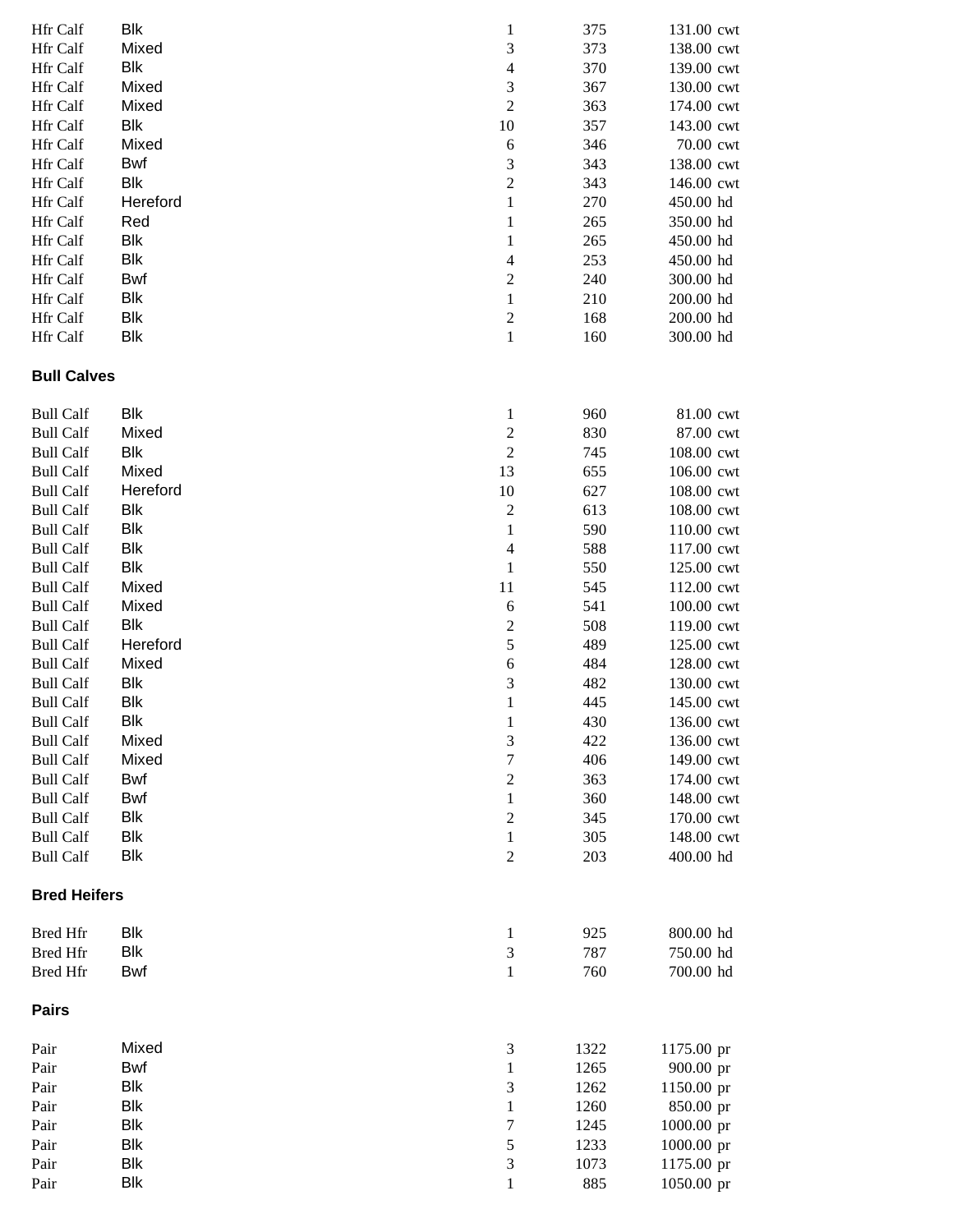| | | | | |
|---|---|---|---|---|
| Hfr Calf | Blk | 1 | 375 | 131.00 cwt |
| Hfr Calf | Mixed | 3 | 373 | 138.00 cwt |
| Hfr Calf | Blk | 4 | 370 | 139.00 cwt |
| Hfr Calf | Mixed | 3 | 367 | 130.00 cwt |
| Hfr Calf | Mixed | 2 | 363 | 174.00 cwt |
| Hfr Calf | Blk | 10 | 357 | 143.00 cwt |
| Hfr Calf | Mixed | 6 | 346 | 70.00 cwt |
| Hfr Calf | Bwf | 3 | 343 | 138.00 cwt |
| Hfr Calf | Blk | 2 | 343 | 146.00 cwt |
| Hfr Calf | Hereford | 1 | 270 | 450.00 hd |
| Hfr Calf | Red | 1 | 265 | 350.00 hd |
| Hfr Calf | Blk | 1 | 265 | 450.00 hd |
| Hfr Calf | Blk | 4 | 253 | 450.00 hd |
| Hfr Calf | Bwf | 2 | 240 | 300.00 hd |
| Hfr Calf | Blk | 1 | 210 | 200.00 hd |
| Hfr Calf | Blk | 2 | 168 | 200.00 hd |
| Hfr Calf | Blk | 1 | 160 | 300.00 hd |

**Bull Calves**

| | | | | |
|---|---|---|---|---|
| Bull Calf | Blk | 1 | 960 | 81.00 cwt |
| Bull Calf | Mixed | 2 | 830 | 87.00 cwt |
| Bull Calf | Blk | 2 | 745 | 108.00 cwt |
| Bull Calf | Mixed | 13 | 655 | 106.00 cwt |
| Bull Calf | Hereford | 10 | 627 | 108.00 cwt |
| Bull Calf | Blk | 2 | 613 | 108.00 cwt |
| Bull Calf | Blk | 1 | 590 | 110.00 cwt |
| Bull Calf | Blk | 4 | 588 | 117.00 cwt |
| Bull Calf | Blk | 1 | 550 | 125.00 cwt |
| Bull Calf | Mixed | 11 | 545 | 112.00 cwt |
| Bull Calf | Mixed | 6 | 541 | 100.00 cwt |
| Bull Calf | Blk | 2 | 508 | 119.00 cwt |
| Bull Calf | Hereford | 5 | 489 | 125.00 cwt |
| Bull Calf | Mixed | 6 | 484 | 128.00 cwt |
| Bull Calf | Blk | 3 | 482 | 130.00 cwt |
| Bull Calf | Blk | 1 | 445 | 145.00 cwt |
| Bull Calf | Blk | 1 | 430 | 136.00 cwt |
| Bull Calf | Mixed | 3 | 422 | 136.00 cwt |
| Bull Calf | Mixed | 7 | 406 | 149.00 cwt |
| Bull Calf | Bwf | 2 | 363 | 174.00 cwt |
| Bull Calf | Bwf | 1 | 360 | 148.00 cwt |
| Bull Calf | Blk | 2 | 345 | 170.00 cwt |
| Bull Calf | Blk | 1 | 305 | 148.00 cwt |
| Bull Calf | Blk | 2 | 203 | 400.00 hd |

**Bred Heifers**

| | | | | |
|---|---|---|---|---|
| Bred Hfr | Blk | 1 | 925 | 800.00 hd |
| Bred Hfr | Blk | 3 | 787 | 750.00 hd |
| Bred Hfr | Bwf | 1 | 760 | 700.00 hd |

**Pairs**

| | | | | |
|---|---|---|---|---|
| Pair | Mixed | 3 | 1322 | 1175.00 pr |
| Pair | Bwf | 1 | 1265 | 900.00 pr |
| Pair | Blk | 3 | 1262 | 1150.00 pr |
| Pair | Blk | 1 | 1260 | 850.00 pr |
| Pair | Blk | 7 | 1245 | 1000.00 pr |
| Pair | Blk | 5 | 1233 | 1000.00 pr |
| Pair | Blk | 3 | 1073 | 1175.00 pr |
| Pair | Blk | 1 | 885 | 1050.00 pr |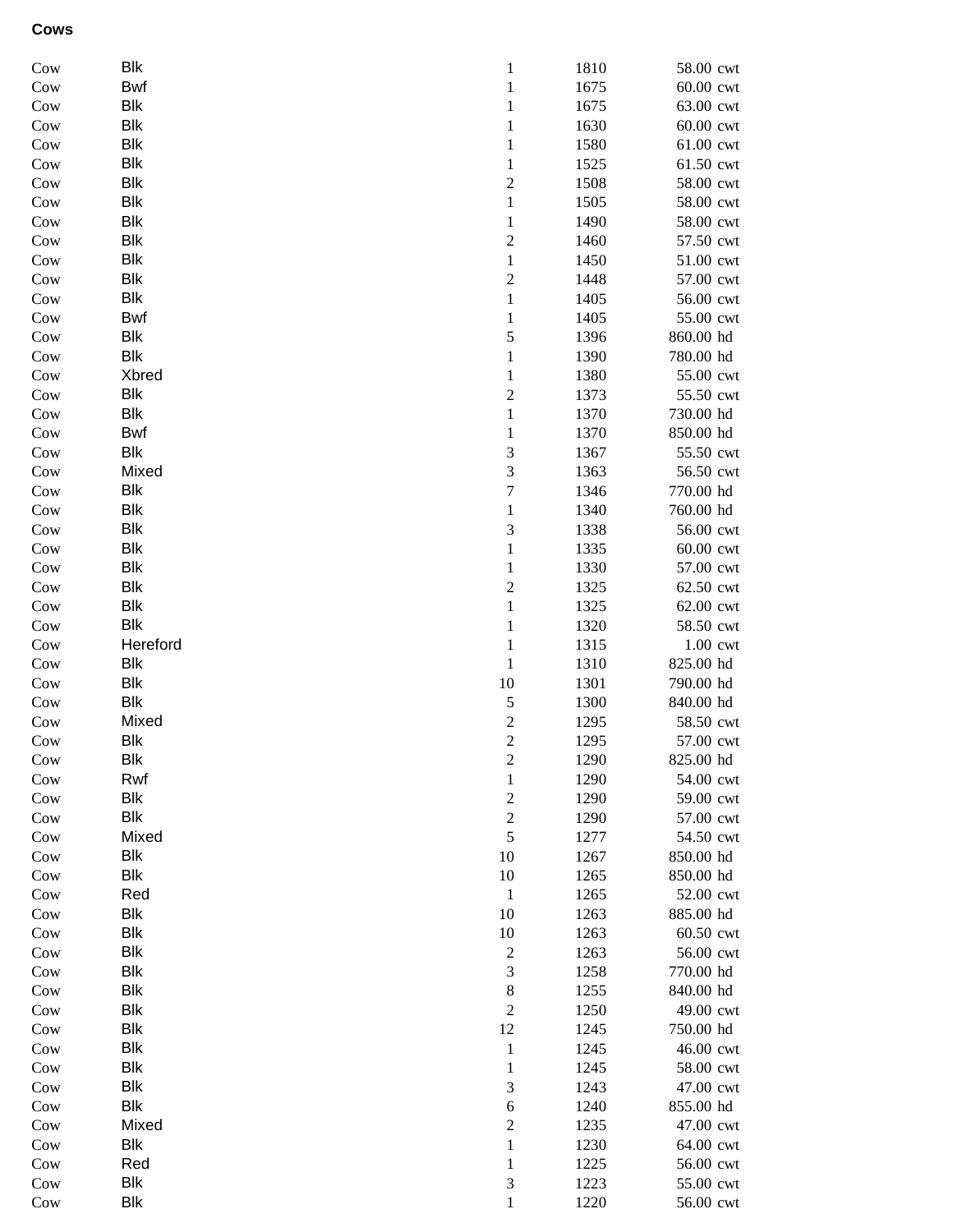**Cows**

| | | | | | |
|---|---|---|---|---|---|
| Cow | Blk | 1 | 1810 | 58.00 | cwt |
| Cow | Bwf | 1 | 1675 | 60.00 | cwt |
| Cow | Blk | 1 | 1675 | 63.00 | cwt |
| Cow | Blk | 1 | 1630 | 60.00 | cwt |
| Cow | Blk | 1 | 1580 | 61.00 | cwt |
| Cow | Blk | 1 | 1525 | 61.50 | cwt |
| Cow | Blk | 2 | 1508 | 58.00 | cwt |
| Cow | Blk | 1 | 1505 | 58.00 | cwt |
| Cow | Blk | 1 | 1490 | 58.00 | cwt |
| Cow | Blk | 2 | 1460 | 57.50 | cwt |
| Cow | Blk | 1 | 1450 | 51.00 | cwt |
| Cow | Blk | 2 | 1448 | 57.00 | cwt |
| Cow | Blk | 1 | 1405 | 56.00 | cwt |
| Cow | Bwf | 1 | 1405 | 55.00 | cwt |
| Cow | Blk | 5 | 1396 | 860.00 | hd |
| Cow | Blk | 1 | 1390 | 780.00 | hd |
| Cow | Xbred | 1 | 1380 | 55.00 | cwt |
| Cow | Blk | 2 | 1373 | 55.50 | cwt |
| Cow | Blk | 1 | 1370 | 730.00 | hd |
| Cow | Bwf | 1 | 1370 | 850.00 | hd |
| Cow | Blk | 3 | 1367 | 55.50 | cwt |
| Cow | Mixed | 3 | 1363 | 56.50 | cwt |
| Cow | Blk | 7 | 1346 | 770.00 | hd |
| Cow | Blk | 1 | 1340 | 760.00 | hd |
| Cow | Blk | 3 | 1338 | 56.00 | cwt |
| Cow | Blk | 1 | 1335 | 60.00 | cwt |
| Cow | Blk | 1 | 1330 | 57.00 | cwt |
| Cow | Blk | 2 | 1325 | 62.50 | cwt |
| Cow | Blk | 1 | 1325 | 62.00 | cwt |
| Cow | Blk | 1 | 1320 | 58.50 | cwt |
| Cow | Hereford | 1 | 1315 | 1.00 | cwt |
| Cow | Blk | 1 | 1310 | 825.00 | hd |
| Cow | Blk | 10 | 1301 | 790.00 | hd |
| Cow | Blk | 5 | 1300 | 840.00 | hd |
| Cow | Mixed | 2 | 1295 | 58.50 | cwt |
| Cow | Blk | 2 | 1295 | 57.00 | cwt |
| Cow | Blk | 2 | 1290 | 825.00 | hd |
| Cow | Rwf | 1 | 1290 | 54.00 | cwt |
| Cow | Blk | 2 | 1290 | 59.00 | cwt |
| Cow | Blk | 2 | 1290 | 57.00 | cwt |
| Cow | Mixed | 5 | 1277 | 54.50 | cwt |
| Cow | Blk | 10 | 1267 | 850.00 | hd |
| Cow | Blk | 10 | 1265 | 850.00 | hd |
| Cow | Red | 1 | 1265 | 52.00 | cwt |
| Cow | Blk | 10 | 1263 | 885.00 | hd |
| Cow | Blk | 10 | 1263 | 60.50 | cwt |
| Cow | Blk | 2 | 1263 | 56.00 | cwt |
| Cow | Blk | 3 | 1258 | 770.00 | hd |
| Cow | Blk | 8 | 1255 | 840.00 | hd |
| Cow | Blk | 2 | 1250 | 49.00 | cwt |
| Cow | Blk | 12 | 1245 | 750.00 | hd |
| Cow | Blk | 1 | 1245 | 46.00 | cwt |
| Cow | Blk | 1 | 1245 | 58.00 | cwt |
| Cow | Blk | 3 | 1243 | 47.00 | cwt |
| Cow | Blk | 6 | 1240 | 855.00 | hd |
| Cow | Mixed | 2 | 1235 | 47.00 | cwt |
| Cow | Blk | 1 | 1230 | 64.00 | cwt |
| Cow | Red | 1 | 1225 | 56.00 | cwt |
| Cow | Blk | 3 | 1223 | 55.00 | cwt |
| Cow | Blk | 1 | 1220 | 56.00 | cwt |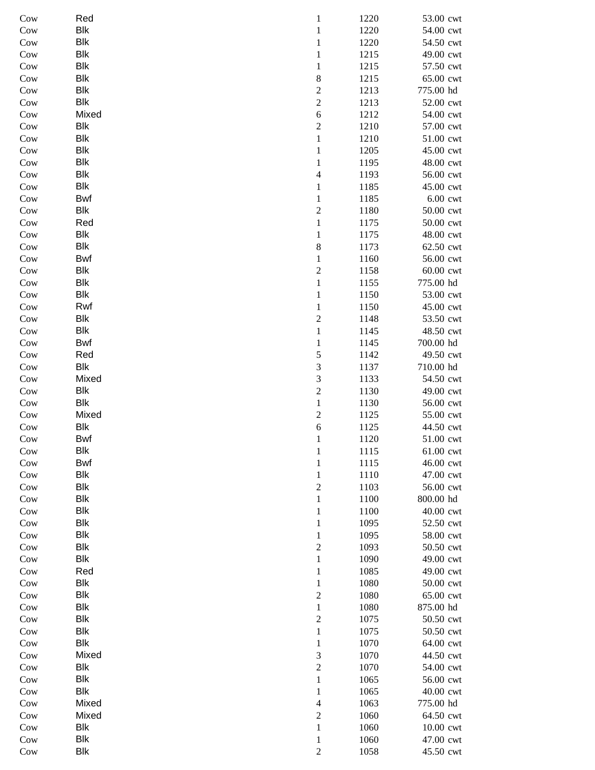| | | | | | |
|---|---|---|---|---|---|
| Cow | Red | 1 | 1220 | 53.00 | cwt |
| Cow | Blk | 1 | 1220 | 54.00 | cwt |
| Cow | Blk | 1 | 1220 | 54.50 | cwt |
| Cow | Blk | 1 | 1215 | 49.00 | cwt |
| Cow | Blk | 1 | 1215 | 57.50 | cwt |
| Cow | Blk | 8 | 1215 | 65.00 | cwt |
| Cow | Blk | 2 | 1213 | 775.00 | hd |
| Cow | Blk | 2 | 1213 | 52.00 | cwt |
| Cow | Mixed | 6 | 1212 | 54.00 | cwt |
| Cow | Blk | 2 | 1210 | 57.00 | cwt |
| Cow | Blk | 1 | 1210 | 51.00 | cwt |
| Cow | Blk | 1 | 1205 | 45.00 | cwt |
| Cow | Blk | 1 | 1195 | 48.00 | cwt |
| Cow | Blk | 4 | 1193 | 56.00 | cwt |
| Cow | Blk | 1 | 1185 | 45.00 | cwt |
| Cow | Bwf | 1 | 1185 | 6.00 | cwt |
| Cow | Blk | 2 | 1180 | 50.00 | cwt |
| Cow | Red | 1 | 1175 | 50.00 | cwt |
| Cow | Blk | 1 | 1175 | 48.00 | cwt |
| Cow | Blk | 8 | 1173 | 62.50 | cwt |
| Cow | Bwf | 1 | 1160 | 56.00 | cwt |
| Cow | Blk | 2 | 1158 | 60.00 | cwt |
| Cow | Blk | 1 | 1155 | 775.00 | hd |
| Cow | Blk | 1 | 1150 | 53.00 | cwt |
| Cow | Rwf | 1 | 1150 | 45.00 | cwt |
| Cow | Blk | 2 | 1148 | 53.50 | cwt |
| Cow | Blk | 1 | 1145 | 48.50 | cwt |
| Cow | Bwf | 1 | 1145 | 700.00 | hd |
| Cow | Red | 5 | 1142 | 49.50 | cwt |
| Cow | Blk | 3 | 1137 | 710.00 | hd |
| Cow | Mixed | 3 | 1133 | 54.50 | cwt |
| Cow | Blk | 2 | 1130 | 49.00 | cwt |
| Cow | Blk | 1 | 1130 | 56.00 | cwt |
| Cow | Mixed | 2 | 1125 | 55.00 | cwt |
| Cow | Blk | 6 | 1125 | 44.50 | cwt |
| Cow | Bwf | 1 | 1120 | 51.00 | cwt |
| Cow | Blk | 1 | 1115 | 61.00 | cwt |
| Cow | Bwf | 1 | 1115 | 46.00 | cwt |
| Cow | Blk | 1 | 1110 | 47.00 | cwt |
| Cow | Blk | 2 | 1103 | 56.00 | cwt |
| Cow | Blk | 1 | 1100 | 800.00 | hd |
| Cow | Blk | 1 | 1100 | 40.00 | cwt |
| Cow | Blk | 1 | 1095 | 52.50 | cwt |
| Cow | Blk | 1 | 1095 | 58.00 | cwt |
| Cow | Blk | 2 | 1093 | 50.50 | cwt |
| Cow | Blk | 1 | 1090 | 49.00 | cwt |
| Cow | Red | 1 | 1085 | 49.00 | cwt |
| Cow | Blk | 1 | 1080 | 50.00 | cwt |
| Cow | Blk | 2 | 1080 | 65.00 | cwt |
| Cow | Blk | 1 | 1080 | 875.00 | hd |
| Cow | Blk | 2 | 1075 | 50.50 | cwt |
| Cow | Blk | 1 | 1075 | 50.50 | cwt |
| Cow | Blk | 1 | 1070 | 64.00 | cwt |
| Cow | Mixed | 3 | 1070 | 44.50 | cwt |
| Cow | Blk | 2 | 1070 | 54.00 | cwt |
| Cow | Blk | 1 | 1065 | 56.00 | cwt |
| Cow | Blk | 1 | 1065 | 40.00 | cwt |
| Cow | Mixed | 4 | 1063 | 775.00 | hd |
| Cow | Mixed | 2 | 1060 | 64.50 | cwt |
| Cow | Blk | 1 | 1060 | 10.00 | cwt |
| Cow | Blk | 1 | 1060 | 47.00 | cwt |
| Cow | Blk | 2 | 1058 | 45.50 | cwt |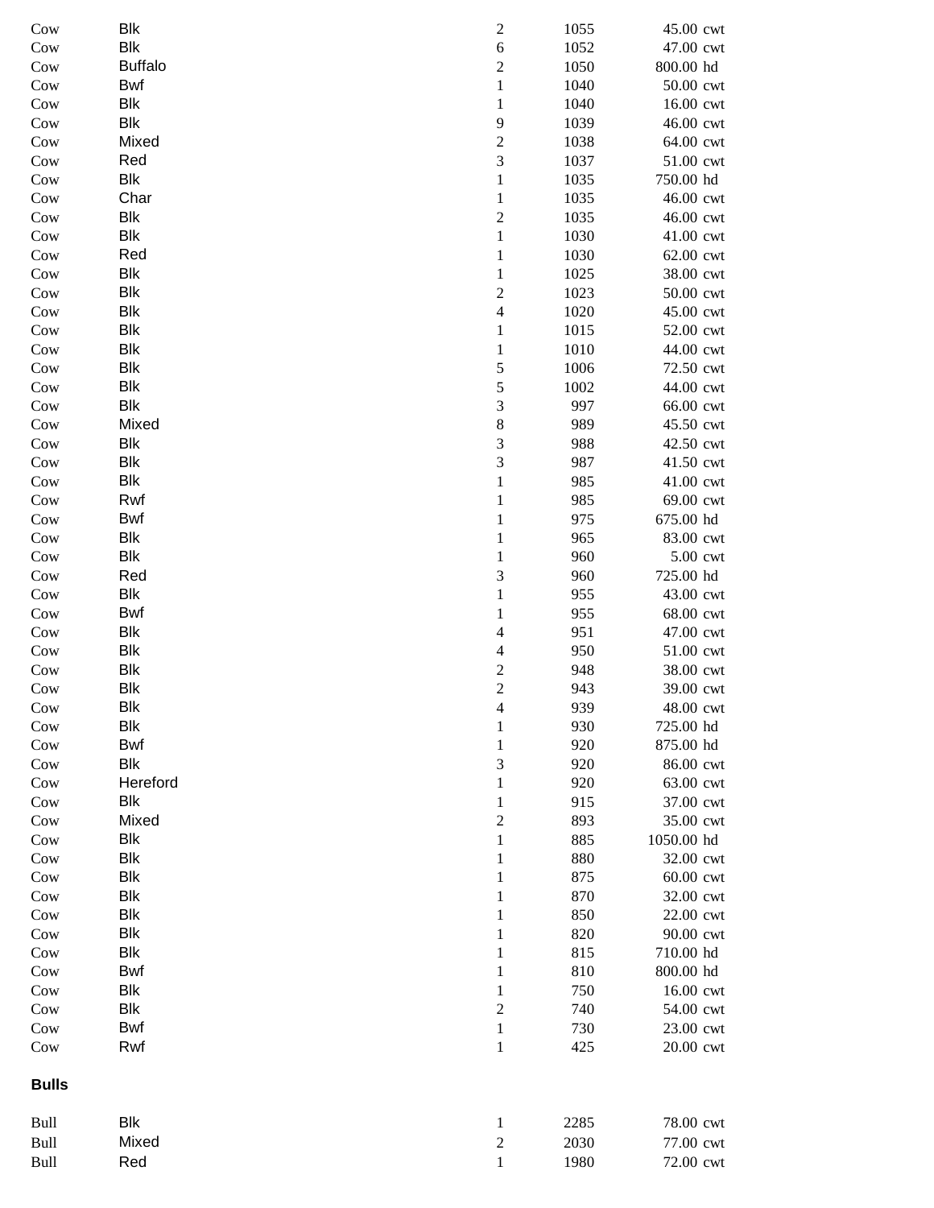| | | | | | |
|---|---|---|---|---|---|
| Cow | Blk | 2 | 1055 | 45.00 | cwt |
| Cow | Blk | 6 | 1052 | 47.00 | cwt |
| Cow | Buffalo | 2 | 1050 | 800.00 | hd |
| Cow | Bwf | 1 | 1040 | 50.00 | cwt |
| Cow | Blk | 1 | 1040 | 16.00 | cwt |
| Cow | Blk | 9 | 1039 | 46.00 | cwt |
| Cow | Mixed | 2 | 1038 | 64.00 | cwt |
| Cow | Red | 3 | 1037 | 51.00 | cwt |
| Cow | Blk | 1 | 1035 | 750.00 | hd |
| Cow | Char | 1 | 1035 | 46.00 | cwt |
| Cow | Blk | 2 | 1035 | 46.00 | cwt |
| Cow | Blk | 1 | 1030 | 41.00 | cwt |
| Cow | Red | 1 | 1030 | 62.00 | cwt |
| Cow | Blk | 1 | 1025 | 38.00 | cwt |
| Cow | Blk | 2 | 1023 | 50.00 | cwt |
| Cow | Blk | 4 | 1020 | 45.00 | cwt |
| Cow | Blk | 1 | 1015 | 52.00 | cwt |
| Cow | Blk | 1 | 1010 | 44.00 | cwt |
| Cow | Blk | 5 | 1006 | 72.50 | cwt |
| Cow | Blk | 5 | 1002 | 44.00 | cwt |
| Cow | Blk | 3 | 997 | 66.00 | cwt |
| Cow | Mixed | 8 | 989 | 45.50 | cwt |
| Cow | Blk | 3 | 988 | 42.50 | cwt |
| Cow | Blk | 3 | 987 | 41.50 | cwt |
| Cow | Blk | 1 | 985 | 41.00 | cwt |
| Cow | Rwf | 1 | 985 | 69.00 | cwt |
| Cow | Bwf | 1 | 975 | 675.00 | hd |
| Cow | Blk | 1 | 965 | 83.00 | cwt |
| Cow | Blk | 1 | 960 | 5.00 | cwt |
| Cow | Red | 3 | 960 | 725.00 | hd |
| Cow | Blk | 1 | 955 | 43.00 | cwt |
| Cow | Bwf | 1 | 955 | 68.00 | cwt |
| Cow | Blk | 4 | 951 | 47.00 | cwt |
| Cow | Blk | 4 | 950 | 51.00 | cwt |
| Cow | Blk | 2 | 948 | 38.00 | cwt |
| Cow | Blk | 2 | 943 | 39.00 | cwt |
| Cow | Blk | 4 | 939 | 48.00 | cwt |
| Cow | Blk | 1 | 930 | 725.00 | hd |
| Cow | Bwf | 1 | 920 | 875.00 | hd |
| Cow | Blk | 3 | 920 | 86.00 | cwt |
| Cow | Hereford | 1 | 920 | 63.00 | cwt |
| Cow | Blk | 1 | 915 | 37.00 | cwt |
| Cow | Mixed | 2 | 893 | 35.00 | cwt |
| Cow | Blk | 1 | 885 | 1050.00 | hd |
| Cow | Blk | 1 | 880 | 32.00 | cwt |
| Cow | Blk | 1 | 875 | 60.00 | cwt |
| Cow | Blk | 1 | 870 | 32.00 | cwt |
| Cow | Blk | 1 | 850 | 22.00 | cwt |
| Cow | Blk | 1 | 820 | 90.00 | cwt |
| Cow | Blk | 1 | 815 | 710.00 | hd |
| Cow | Bwf | 1 | 810 | 800.00 | hd |
| Cow | Blk | 1 | 750 | 16.00 | cwt |
| Cow | Blk | 2 | 740 | 54.00 | cwt |
| Cow | Bwf | 1 | 730 | 23.00 | cwt |
| Cow | Rwf | 1 | 425 | 20.00 | cwt |

**Bulls**

| | | | | | |
|---|---|---|---|---|---|
| Bull | Blk | 1 | 2285 | 78.00 | cwt |
| Bull | Mixed | 2 | 2030 | 77.00 | cwt |
| Bull | Red | 1 | 1980 | 72.00 | cwt |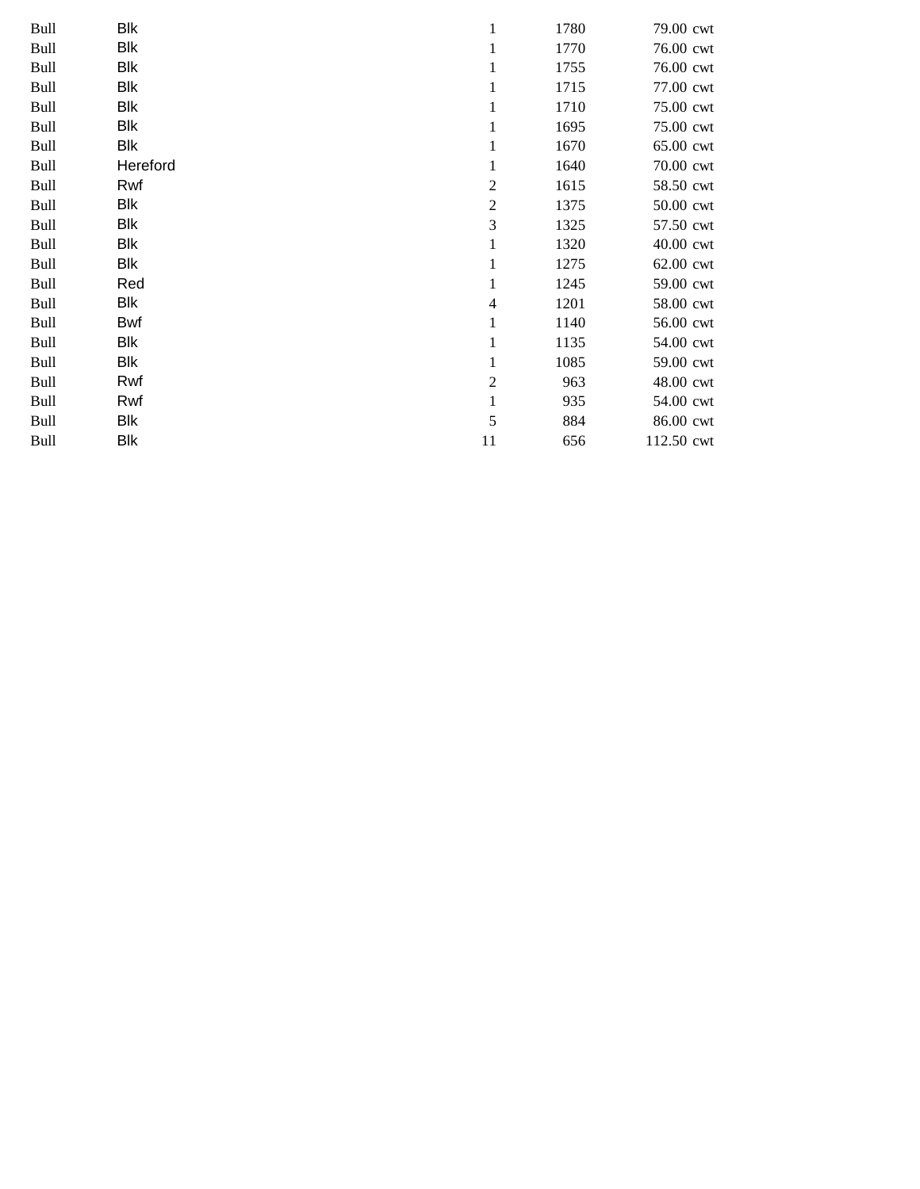| | | | | | |
|---|---|---|---|---|---|
| Bull | Blk | 1 | 1780 | 79.00 | cwt |
| Bull | Blk | 1 | 1770 | 76.00 | cwt |
| Bull | Blk | 1 | 1755 | 76.00 | cwt |
| Bull | Blk | 1 | 1715 | 77.00 | cwt |
| Bull | Blk | 1 | 1710 | 75.00 | cwt |
| Bull | Blk | 1 | 1695 | 75.00 | cwt |
| Bull | Blk | 1 | 1670 | 65.00 | cwt |
| Bull | Hereford | 1 | 1640 | 70.00 | cwt |
| Bull | Rwf | 2 | 1615 | 58.50 | cwt |
| Bull | Blk | 2 | 1375 | 50.00 | cwt |
| Bull | Blk | 3 | 1325 | 57.50 | cwt |
| Bull | Blk | 1 | 1320 | 40.00 | cwt |
| Bull | Blk | 1 | 1275 | 62.00 | cwt |
| Bull | Red | 1 | 1245 | 59.00 | cwt |
| Bull | Blk | 4 | 1201 | 58.00 | cwt |
| Bull | Bwf | 1 | 1140 | 56.00 | cwt |
| Bull | Blk | 1 | 1135 | 54.00 | cwt |
| Bull | Blk | 1 | 1085 | 59.00 | cwt |
| Bull | Rwf | 2 | 963 | 48.00 | cwt |
| Bull | Rwf | 1 | 935 | 54.00 | cwt |
| Bull | Blk | 5 | 884 | 86.00 | cwt |
| Bull | Blk | 11 | 656 | 112.50 | cwt |